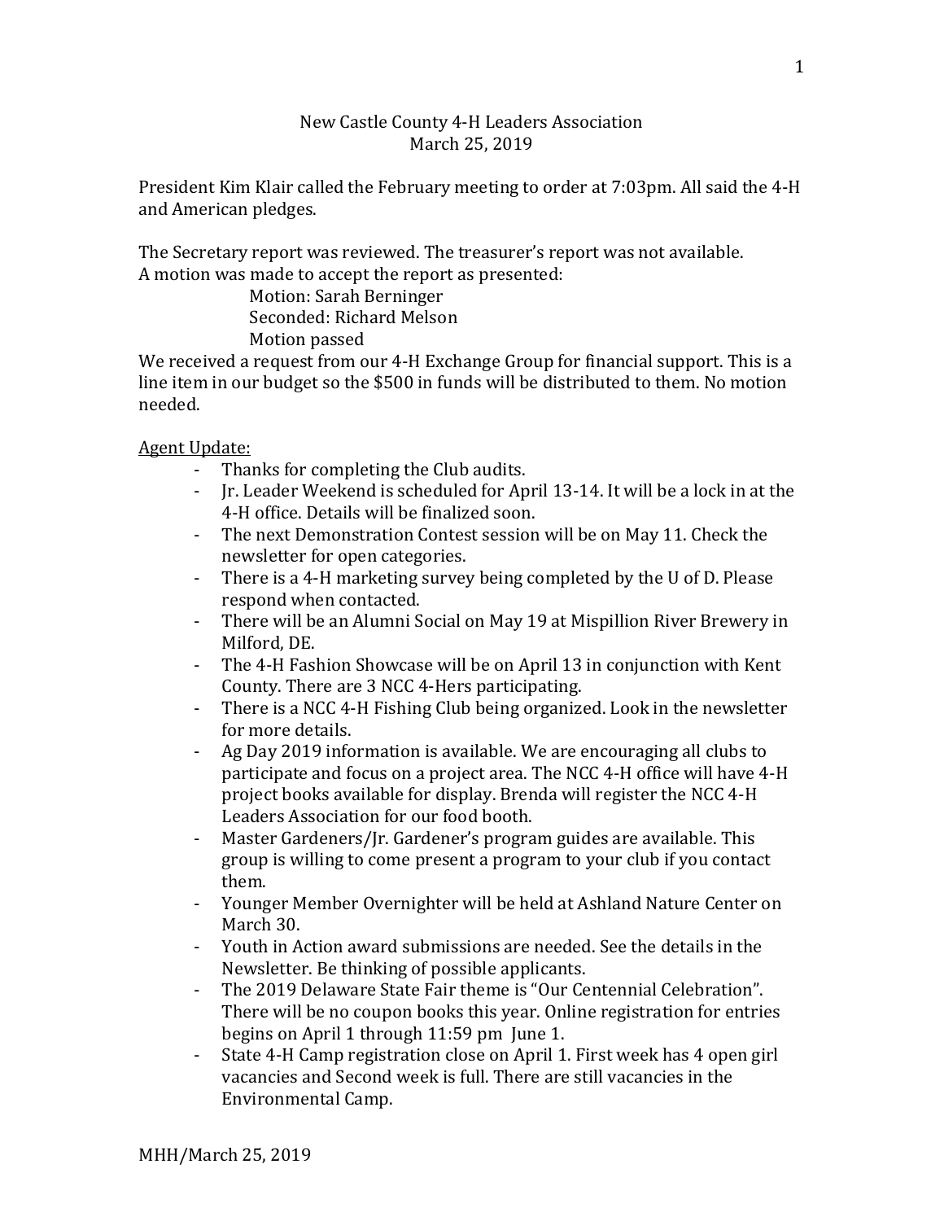New Castle County 4-H Leaders Association
March 25, 2019

President Kim Klair called the February meeting to order at 7:03pm. All said the 4-H and American pledges.

The Secretary report was reviewed. The treasurer's report was not available.
A motion was made to accept the report as presented:

Motion: Sarah Berninger
Seconded: Richard Melson
Motion passed

We received a request from our 4-H Exchange Group for financial support. This is a line item in our budget so the $500 in funds will be distributed to them. No motion needed.

<u>Agent Update:</u>

- Thanks for completing the Club audits.
- Jr. Leader Weekend is scheduled for April 13-14. It will be a lock in at the 4-H office. Details will be finalized soon.
- The next Demonstration Contest session will be on May 11. Check the newsletter for open categories.
- There is a 4-H marketing survey being completed by the U of D. Please respond when contacted.
- There will be an Alumni Social on May 19 at Mispillion River Brewery in Milford, DE.
- The 4-H Fashion Showcase will be on April 13 in conjunction with Kent County. There are 3 NCC 4-Hers participating.
- There is a NCC 4-H Fishing Club being organized. Look in the newsletter for more details.
- Ag Day 2019 information is available. We are encouraging all clubs to participate and focus on a project area. The NCC 4-H office will have 4-H project books available for display. Brenda will register the NCC 4-H Leaders Association for our food booth.
- Master Gardeners/Jr. Gardener's program guides are available. This group is willing to come present a program to your club if you contact them.
- Younger Member Overnighter will be held at Ashland Nature Center on March 30.
- Youth in Action award submissions are needed. See the details in the Newsletter. Be thinking of possible applicants.
- The 2019 Delaware State Fair theme is "Our Centennial Celebration". There will be no coupon books this year. Online registration for entries begins on April 1 through 11:59 pm June 1.
- State 4-H Camp registration close on April 1. First week has 4 open girl vacancies and Second week is full. There are still vacancies in the Environmental Camp.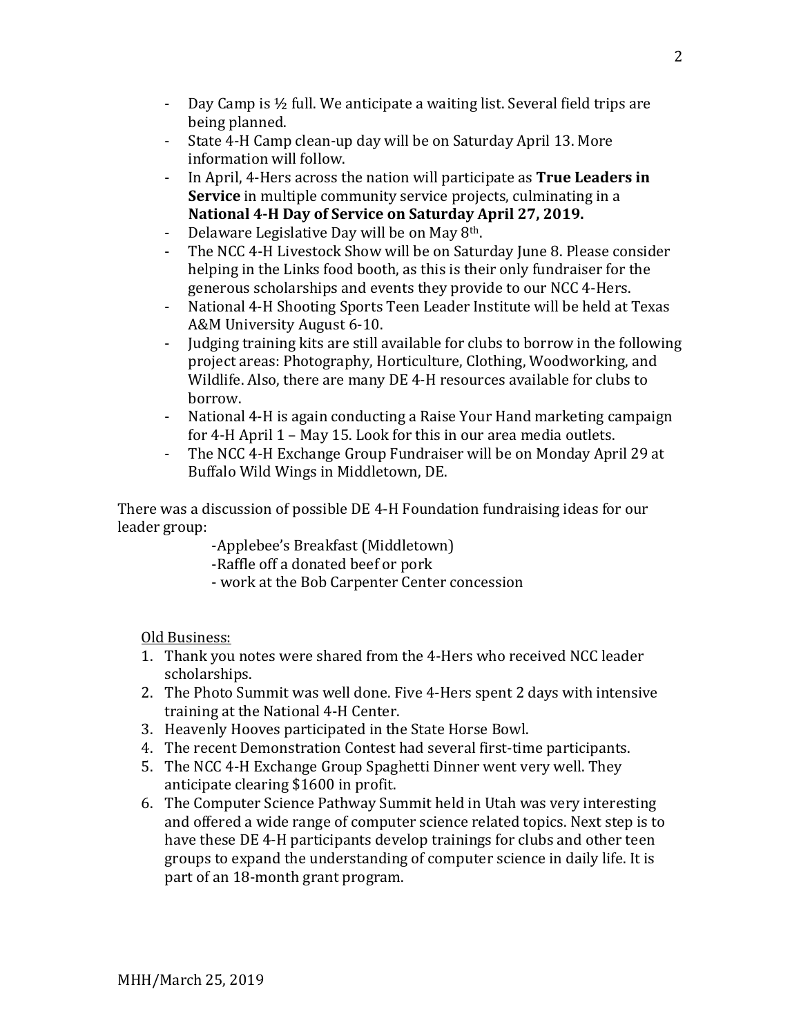- Day Camp is ½ full. We anticipate a waiting list. Several field trips are being planned.
- State 4-H Camp clean-up day will be on Saturday April 13. More information will follow.
- In April, 4-Hers across the nation will participate as **True Leaders in Service** in multiple community service projects, culminating in a **National 4-H Day of Service on Saturday April 27, 2019.**
- Delaware Legislative Day will be on May 8th.
- The NCC 4-H Livestock Show will be on Saturday June 8. Please consider helping in the Links food booth, as this is their only fundraiser for the generous scholarships and events they provide to our NCC 4-Hers.
- National 4-H Shooting Sports Teen Leader Institute will be held at Texas A&M University August 6-10.
- Judging training kits are still available for clubs to borrow in the following project areas: Photography, Horticulture, Clothing, Woodworking, and Wildlife. Also, there are many DE 4-H resources available for clubs to borrow.
- National 4-H is again conducting a Raise Your Hand marketing campaign for 4-H April 1 – May 15. Look for this in our area media outlets.
- The NCC 4-H Exchange Group Fundraiser will be on Monday April 29 at Buffalo Wild Wings in Middletown, DE.

There was a discussion of possible DE 4-H Foundation fundraising ideas for our leader group:

- Applebee's Breakfast (Middletown)
- Raffle off a donated beef or pork
- work at the Bob Carpenter Center concession

Old Business:

1. Thank you notes were shared from the 4-Hers who received NCC leader scholarships.
2. The Photo Summit was well done. Five 4-Hers spent 2 days with intensive training at the National 4-H Center.
3. Heavenly Hooves participated in the State Horse Bowl.
4. The recent Demonstration Contest had several first-time participants.
5. The NCC 4-H Exchange Group Spaghetti Dinner went very well. They anticipate clearing $1600 in profit.
6. The Computer Science Pathway Summit held in Utah was very interesting and offered a wide range of computer science related topics. Next step is to have these DE 4-H participants develop trainings for clubs and other teen groups to expand the understanding of computer science in daily life. It is part of an 18-month grant program.

MHH/March 25, 2019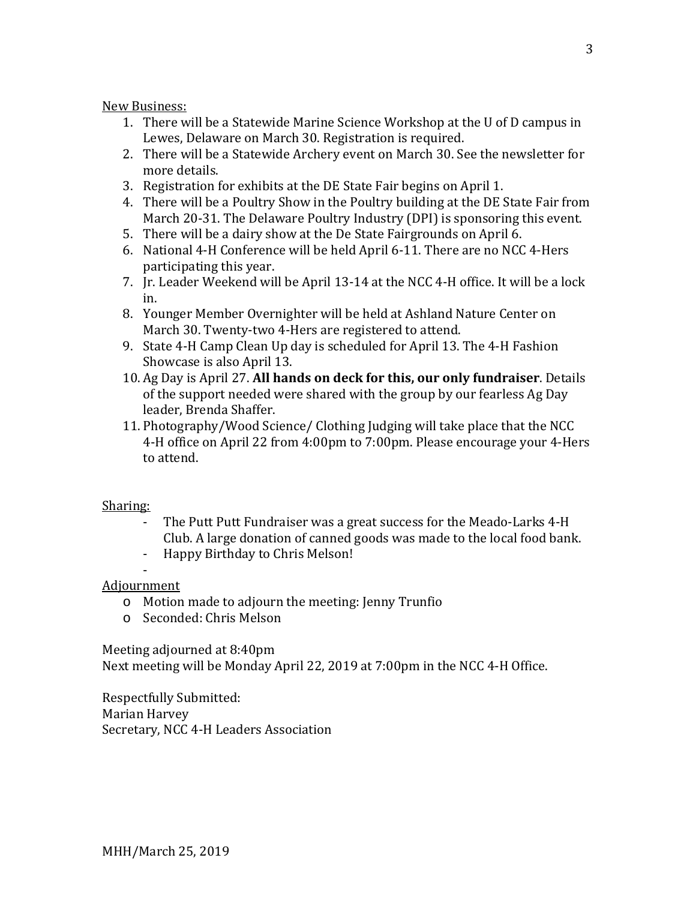New Business:

1. There will be a Statewide Marine Science Workshop at the U of D campus in Lewes, Delaware on March 30. Registration is required.
2. There will be a Statewide Archery event on March 30. See the newsletter for more details.
3. Registration for exhibits at the DE State Fair begins on April 1.
4. There will be a Poultry Show in the Poultry building at the DE State Fair from March 20-31. The Delaware Poultry Industry (DPI) is sponsoring this event.
5. There will be a dairy show at the De State Fairgrounds on April 6.
6. National 4-H Conference will be held April 6-11. There are no NCC 4-Hers participating this year.
7. Jr. Leader Weekend will be April 13-14 at the NCC 4-H office. It will be a lock in.
8. Younger Member Overnighter will be held at Ashland Nature Center on March 30. Twenty-two 4-Hers are registered to attend.
9. State 4-H Camp Clean Up day is scheduled for April 13. The 4-H Fashion Showcase is also April 13.
10. Ag Day is April 27. **All hands on deck for this, our only fundraiser**. Details of the support needed were shared with the group by our fearless Ag Day leader, Brenda Shaffer.
11. Photography/Wood Science/ Clothing Judging will take place that the NCC 4-H office on April 22 from 4:00pm to 7:00pm. Please encourage your 4-Hers to attend.

Sharing:

- The Putt Putt Fundraiser was a great success for the Meado-Larks 4-H Club. A large donation of canned goods was made to the local food bank.
- Happy Birthday to Chris Melson!
-

Adjournment

- Motion made to adjourn the meeting: Jenny Trunfio
- Seconded: Chris Melson

Meeting adjourned at 8:40pm
Next meeting will be Monday April 22, 2019 at 7:00pm in the NCC 4-H Office.

Respectfully Submitted:
Marian Harvey
Secretary, NCC 4-H Leaders Association

MHH/March 25, 2019